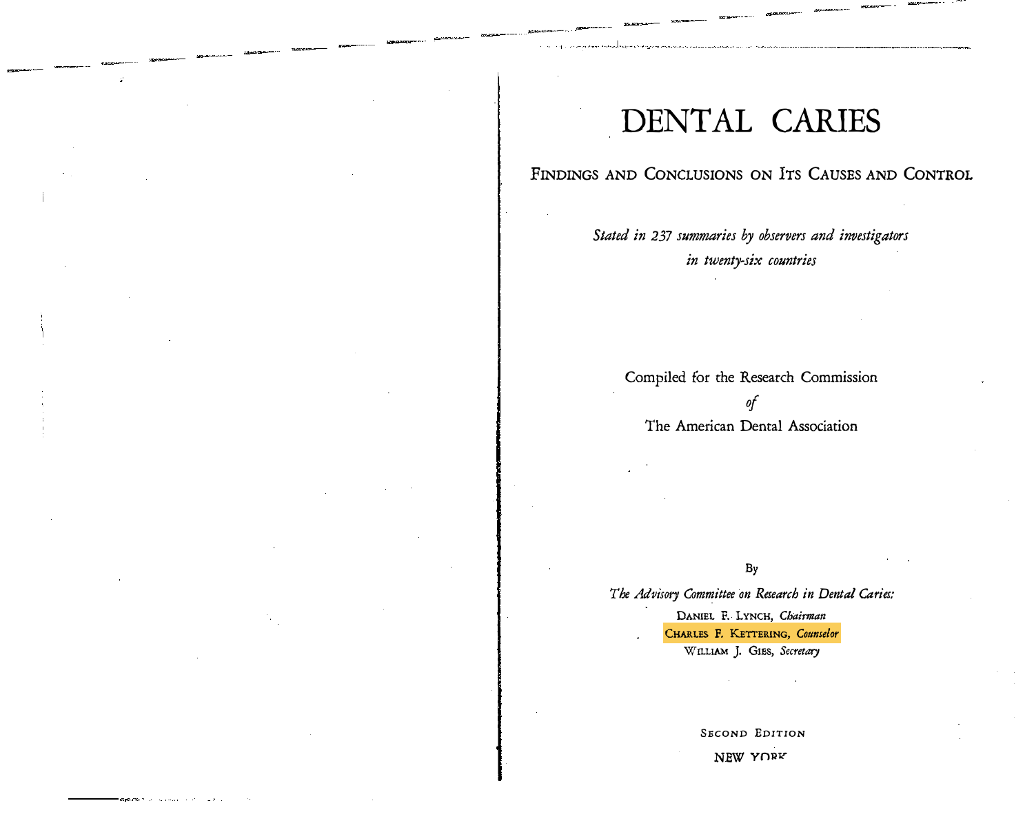# DENTAL CARIES

## Findings and Conclusions on Its Causes and Control

*Stated in 237 summaries by observers and investigators in twenty-six countries*

Compiled for the Research Commission

*of*

The American Dental Association

By

*The Advisory Committee on Research in Dental Caries:*

Daniel F. Lynch, *Chairman*

Charles F. Kettering, *Counselor*

William J. Gies, *Secretary*

Second Edition

NEW YORK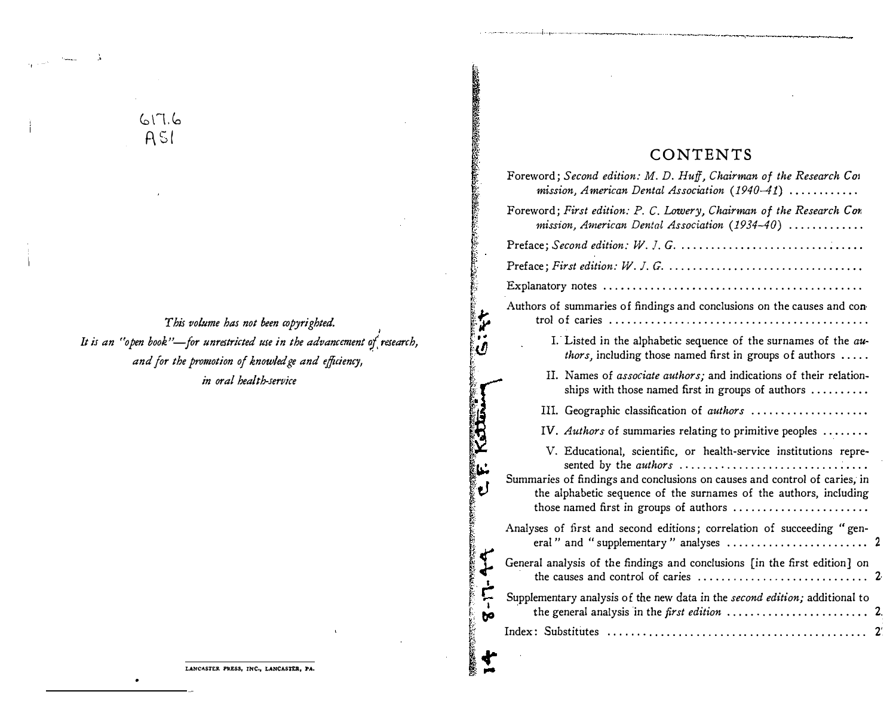617.6
A51

*This volume has not been copyrighted.*
*It is an "open book"—for unrestricted use in the advancement of research, and for the promotion of knowledge and efficiency, in oral health-service*

LANCASTER PRESS, INC., LANCASTER, PA.

C. F. Kettering Gift 8-17-44

# CONTENTS

Foreword; *Second edition: M. D. Huff, Chairman of the Research Commission, American Dental Association (1940–41)* ............

Foreword; *First edition: P. C. Lowery, Chairman of the Research Commission, American Dental Association (1934–40)* .............

Preface; *Second edition: W. J. G.* ...............................

Preface; *First edition: W. J. G.* ................................

Explanatory notes ..........................................

Authors of summaries of findings and conclusions on the causes and control of caries ..........................................

- I. Listed in the alphabetic sequence of the surnames of the *authors,* including those named first in groups of authors .....
- II. Names of *associate authors;* and indications of their relationships with those named first in groups of authors ..........
- III. Geographic classification of *authors* ....................
- IV. *Authors* of summaries relating to primitive peoples ........
- V. Educational, scientific, or health-service institutions represented by the *authors* ...............................

Summaries of findings and conclusions on causes and control of caries, in the alphabetic sequence of the surnames of the authors, including those named first in groups of authors .......................

Analyses of first and second editions; correlation of succeeding "general" and "supplementary" analyses ........................ 2

General analysis of the findings and conclusions [in the first edition] on the causes and control of caries ............................ 2

Supplementary analysis of the new data in the *second edition;* additional to the general analysis in the *first edition* ....................... 2

Index: Substitutes ........................................... 2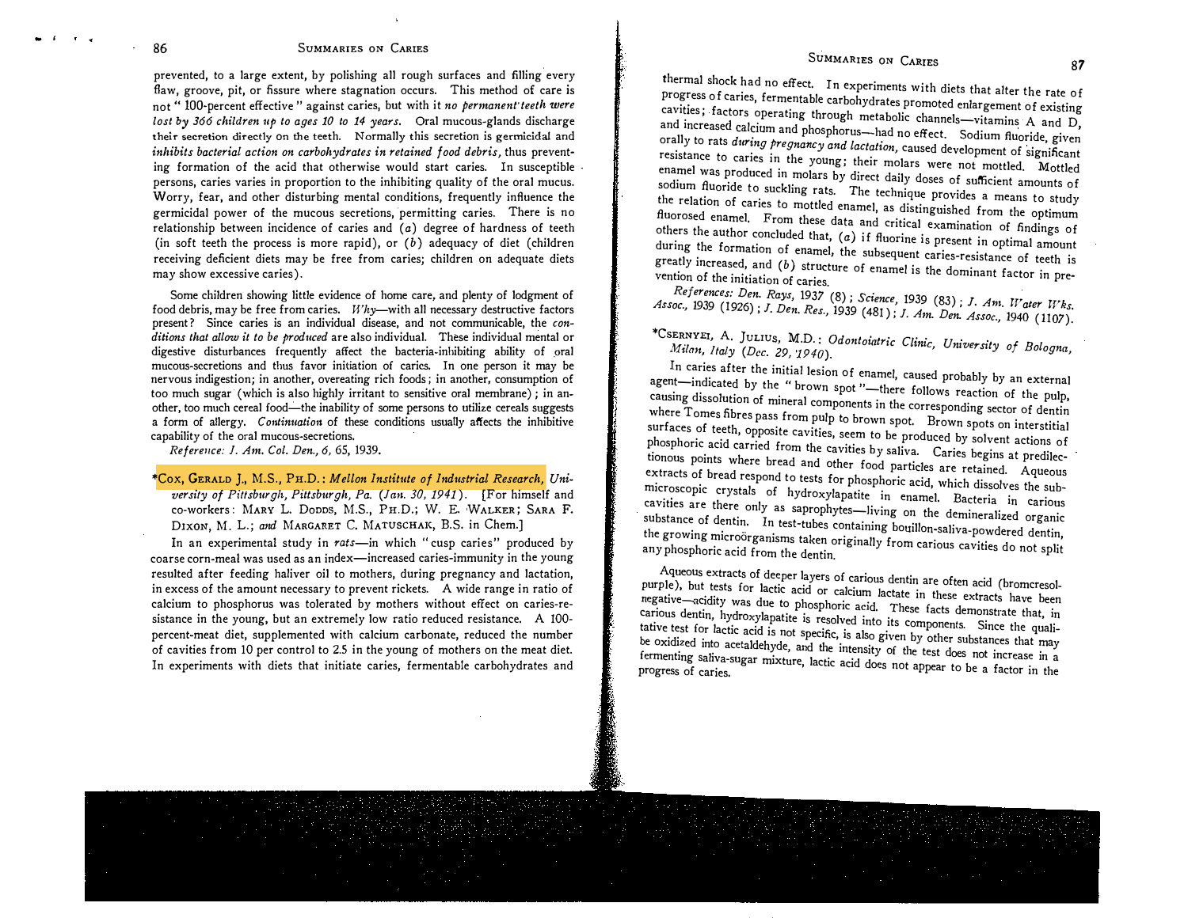prevented, to a large extent, by polishing all rough surfaces and filling every flaw, groove, pit, or fissure where stagnation occurs. This method of care is not "100-percent effective" against caries, but with it *no permanent teeth were lost by 366 children up to ages 10 to 14 years*. Oral mucous-glands discharge their secretion directly on the teeth. Normally this secretion is germicidal and *inhibits bacterial action on carbohydrates in retained food debris,* thus preventing formation of the acid that otherwise would start caries. In susceptible persons, caries varies in proportion to the inhibiting quality of the oral mucus. Worry, fear, and other disturbing mental conditions, frequently influence the germicidal power of the mucous secretions, permitting caries. There is no relationship between incidence of caries and (*a*) degree of hardness of teeth (in soft teeth the process is more rapid), or (*b*) adequacy of diet (children receiving deficient diets may be free from caries; children on adequate diets may show excessive caries).

Some children showing little evidence of home care, and plenty of lodgment of food debris, may be free from caries. *Why*—with all necessary destructive factors present? Since caries is an individual disease, and not communicable, the *conditions that allow it to be produced* are also individual. These individual mental or digestive disturbances frequently affect the bacteria-inhibiting ability of oral mucous-secretions and thus favor initiation of caries. In one person it may be nervous indigestion; in another, overeating rich foods; in another, consumption of too much sugar (which is also highly irritant to sensitive oral membrane); in another, too much cereal food—the inability of some persons to utilize cereals suggests a form of allergy. *Continuation* of these conditions usually affects the inhibitive capability of the oral mucous-secretions.

*Reference: J. Am. Col. Den., 6,* 65, 1939.

*Cox, Gerald J., M.S., Ph.D.: *Mellon Institute of Industrial Research, University of Pittsburgh, Pittsburgh, Pa. (Jan. 30, 1941).* [For himself and co-workers: Mary L. Dodds, M.S., Ph.D.; W. E. Walker; Sara F. Dixon, M. L.; *and* Margaret C. Matuschak, B.S. in Chem.]

In an experimental study in *rats*—in which "cusp caries" produced by coarse corn-meal was used as an index—increased caries-immunity in the young resulted after feeding haliver oil to mothers, during pregnancy and lactation, in excess of the amount necessary to prevent rickets. A wide range in ratio of calcium to phosphorus was tolerated by mothers without effect on caries-resistance in the young, but an extremely low ratio reduced resistance. A 100-percent-meat diet, supplemented with calcium carbonate, reduced the number of cavities from 10 per control to 2.5 in the young of mothers on the meat diet. In experiments with diets that initiate caries, fermentable carbohydrates and thermal shock had no effect. In experiments with diets that alter the rate of progress of caries, fermentable carbohydrates promoted enlargement of existing cavities; factors operating through metabolic channels—vitamins A and D, and increased calcium and phosphorus—had no effect. Sodium fluoride, given orally to rats *during pregnancy and lactation,* caused development of significant resistance to caries in the young; their molars were not mottled. Mottled enamel was produced in molars by direct daily doses of sufficient amounts of sodium fluoride to suckling rats. The technique provides a means to study the relation of caries to mottled enamel, as distinguished from the optimum fluorosed enamel. From these data and critical examination of findings of others the author concluded that, (*a*) if fluorine is present in optimal amount during the formation of enamel, the subsequent caries-resistance of teeth is greatly increased, and (*b*) structure of enamel is the dominant factor in prevention of the initiation of caries.

*References: Den. Rays,* 1937 (8); *Science,* 1939 (83); *J. Am. Water Wks. Assoc.,* 1939 (1926); *J. Den. Res.,* 1939 (481); *J. Am. Den. Assoc.,* 1940 (1107).

*Csernyei, A. Julius, M.D.: *Odontoiatric Clinic, University of Bologna, Milan, Italy (Dec. 29, 1940).*

In caries after the initial lesion of enamel, caused probably by an external agent—indicated by the "brown spot"—there follows reaction of the pulp, causing dissolution of mineral components in the corresponding sector of dentin where Tomes fibres pass from pulp to brown spot. Brown spots on interstitial surfaces of teeth, opposite cavities, seem to be produced by solvent actions of phosphoric acid carried from the cavities by saliva. Caries begins at predilectionous points where bread and other food particles are retained. Aqueous extracts of bread respond to tests for phosphoric acid, which dissolves the submicroscopic crystals of hydroxylapatite in enamel. Bacteria in carious cavities are there only as saprophytes—living on the demineralized organic substance of dentin. In test-tubes containing bouillon-saliva-powdered dentin, the growing microörganisms taken originally from carious cavities do not split any phosphoric acid from the dentin.

Aqueous extracts of deeper layers of carious dentin are often acid (bromcresol-purple), but tests for lactic acid or calcium lactate in these extracts have been negative—acidity was due to phosphoric acid. These facts demonstrate that, in carious dentin, hydroxylapatite is resolved into its components. Since the qualitative test for lactic acid is not specific, is also given by other substances that may be oxidized into acetaldehyde, and the intensity of the test does not increase in a fermenting saliva-sugar mixture, lactic acid does not appear to be a factor in the progress of caries.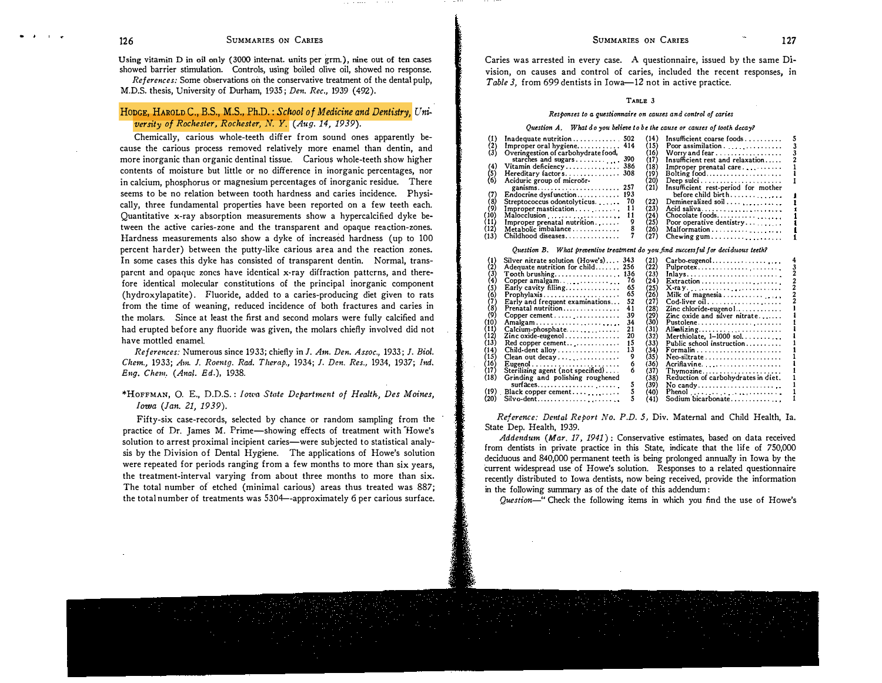Using vitamin D in oil only (3000 internat. units per grm.), nine out of ten cases showed barrier stimulation. Controls, using boiled olive oil, showed no response.

*References:* Some observations on the conservative treatment of the dental pulp, M.D.S. thesis, University of Durham, 1935; *Den. Rec.,* 1939 (492).

HODGE, HAROLD C., B.S., M.S., Ph.D.: *School of Medicine and Dentistry, University of Rochester, Rochester, N. Y.* (*Aug. 14, 1939*).

Chemically, carious whole-teeth differ from sound ones apparently because the carious process removed relatively more enamel than dentin, and more inorganic than organic dentinal tissue. Carious whole-teeth show higher contents of moisture but little or no difference in inorganic percentages, nor in calcium, phosphorus or magnesium percentages of inorganic residue. There seems to be no relation between tooth hardness and caries incidence. Physically, three fundamental properties have been reported on a few teeth each. Quantitative x-ray absorption measurements show a hypercalcified dyke between the active caries-zone and the transparent and opaque reaction-zones. Hardness measurements also show a dyke of increased hardness (up to 100 percent harder) between the putty-like carious area and the reaction zones. In some cases this dyke has consisted of transparent dentin. Normal, transparent and opaque zones have identical x-ray diffraction patterns, and therefore identical molecular constitutions of the principal inorganic component (hydroxylapatite). Fluoride, added to a caries-producing diet given to rats from the time of weaning, reduced incidence of both fractures and caries in the molars. Since at least the first and second molars were fully calcified and had erupted before any fluoride was given, the molars chiefly involved did not have mottled enamel.

*References:* Numerous since 1933; chiefly in *J. Am. Den. Assoc.,* 1933; *J. Biol. Chem.,* 1933; *Am. J. Roentg. Rad. Therap.,* 1934; *J. Den. Res.,* 1934, 1937; *Ind. Eng. Chem.* (*Anal. Ed.*), 1938.

*HOFFMAN, O. E., D.D.S.: *Iowa State Department of Health, Des Moines, Iowa* (*Jan. 21, 1939*).

Fifty-six case-records, selected by chance or random sampling from the practice of Dr. James M. Prime—showing effects of treatment with Howe's solution to arrest proximal incipient caries—were subjected to statistical analysis by the Division of Dental Hygiene. The applications of Howe's solution were repeated for periods ranging from a few months to more than six years, the treatment-interval varying from about three months to more than six. The total number of etched (minimal carious) areas thus treated was 887; the total number of treatments was 5304—approximately 6 per carious surface. Caries was arrested in every case. A questionnaire, issued by the same Division, on causes and control of caries, included the recent responses, in *Table 3,* from 699 dentists in Iowa—12 not in active practice.

TABLE 3

*Responses to a questionnaire on causes and control of caries*

*Question A. What do you believe to be the cause or causes of tooth decay?*

| | | | | | |
|---|---|---|---|---|---|
| (1) | Inadequate nutrition | 502 | (14) | Insufficient coarse foods | 5 |
| (2) | Improper oral hygiene | 414 | (15) | Poor assimilation | 3 |
| (3) | Overingestion of carbohydrate food, starches and sugars | 390 | (16) | Worry and fear | 3 |
| (4) | Vitamin deficiency | 386 | (17) | Insufficient rest and relaxation | 2 |
| (5) | Hereditary factors | 308 | (18) | Improper prenatal care | 1 |
| (6) | Aciduric group of microörganisms | 257 | (19) | Bolting food | 1 |
| (7) | Endocrine dysfunction | 193 | (20) | Deep sulci | 1 |
| (8) | Streptococcus odontolyticus | 70 | (21) | Insufficient rest-period for mother before child birth | 1 |
| (9) | Improper mastication | 11 | (22) | Demineralized soil | 1 |
| (10) | Malocclusion | 11 | (23) | Acid saliva | 1 |
| (11) | Improper prenatal nutrition | 9 | (24) | Chocolate foods | 1 |
| (12) | Metabolic imbalance | 8 | (25) | Poor operative dentistry | 1 |
| (13) | Childhood diseases | 7 | (26) | Malformation | 1 |
| | | | (27) | Chewing gum | 1 |

*Question B. What preventive treatment do you find successful for deciduous teeth?*

| | | | | | |
|---|---|---|---|---|---|
| (1) | Silver nitrate solution (Howe's) | 343 | (21) | Carbo-eugenol | 4 |
| (2) | Adequate nutrition for child | 256 | (22) | Pulprotex | 3 |
| (3) | Tooth brushing | 136 | (23) | Inlays | 2 |
| (4) | Copper amalgam | 76 | (24) | Extraction | 2 |
| (5) | Early cavity filling | 65 | (25) | X-ray | 2 |
| (6) | Prophylaxis | 65 | (26) | Milk of magnesia | 2 |
| (7) | Early and frequent examinations | 52 | (27) | Cod-liver oil | 2 |
| (8) | Prenatal nutrition | 41 | (28) | Zinc chloride-eugenol | 1 |
| (9) | Copper cement | 39 | (29) | Zinc oxide and silver nitrate | 1 |
| (10) | Amalgam | 34 | (30) | Pustolene | 1 |
| (11) | Calcium-phosphate | 21 | (31) | Alkalizing | 1 |
| (12) | Zinc oxide-eugenol | 20 | (32) | Merthiolate, 1–1000 sol. | 1 |
| (13) | Red copper cement | 15 | (33) | Public school instruction | 1 |
| (14) | Child-dent alloy | 13 | (34) | Formalin | 1 |
| (15) | Clean out decay | 9 | (35) | Neo-siltrate | 1 |
| (16) | Eugenol | 6 | (36) | Acriflavine | 1 |
| (17) | Sterilizing agent (not specified) | 6 | (37) | Thymozine | 1 |
| (18) | Grinding and polishing roughened surfaces | 5 | (38) | Reduction of carbohydrates in diet | 1 |
| (19) | Black copper cement | 5 | (39) | No candy | 1 |
| (20) | Silvo-dent | 5 | (40) | Phenol | 1 |
| | | | (41) | Sodium bicarbonate | 1 |

*Reference: Dental Report No. P.D. 5,* Div. Maternal and Child Health, Ia. State Dep. Health, 1939.

*Addendum* (*Mar. 17, 1941*): Conservative estimates, based on data received from dentists in private practice in this State, indicate that the life of 750,000 deciduous and 840,000 permanent teeth is being prolonged annually in Iowa by the current widespread use of Howe's solution. Responses to a related questionnaire recently distributed to Iowa dentists, now being received, provide the information in the following summary as of the date of this addendum:

*Question*—" Check the following items in which you find the use of Howe's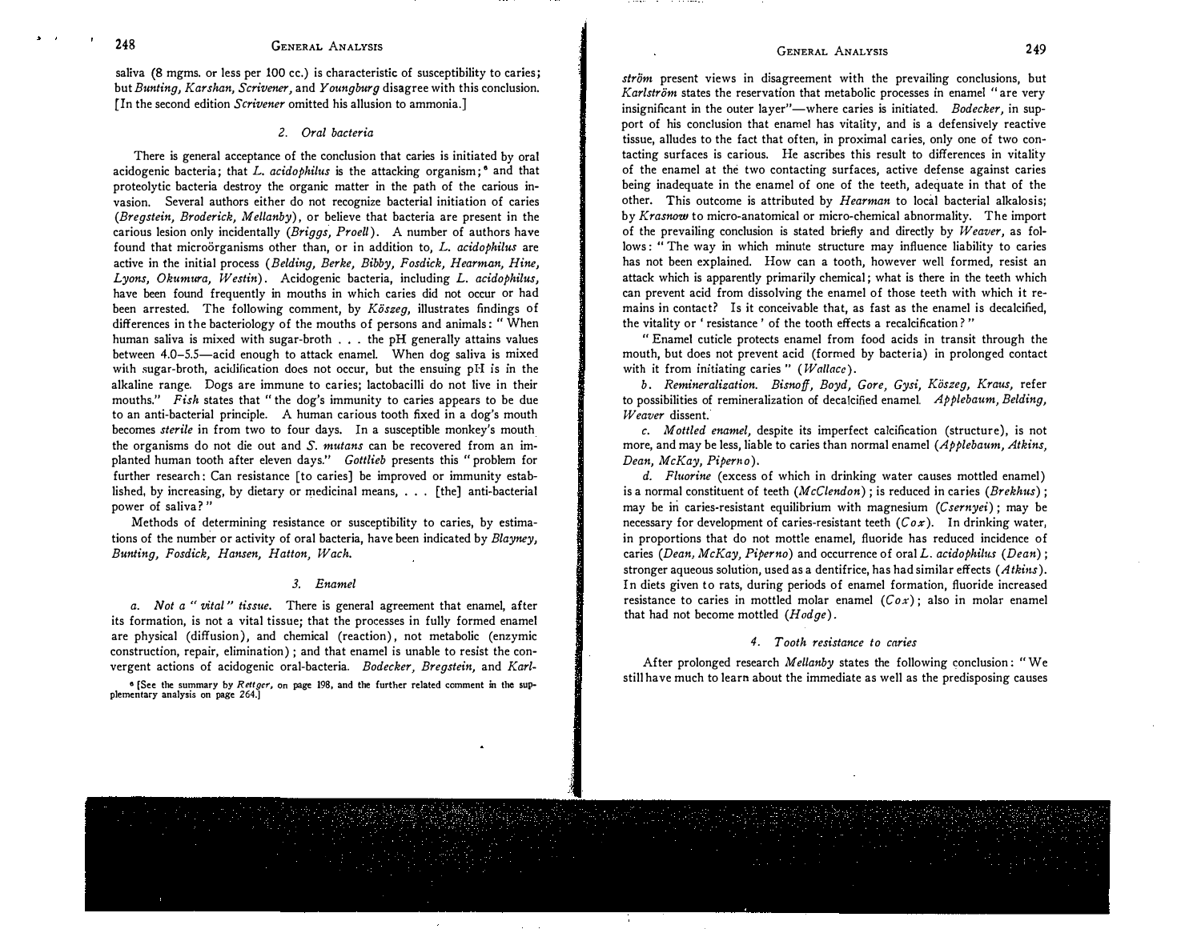saliva (8 mgms. or less per 100 cc.) is characteristic of susceptibility to caries; but *Bunting, Karshan, Scrivener,* and *Youngburg* disagree with this conclusion. [In the second edition *Scrivener* omitted his allusion to ammonia.]

### 2. *Oral bacteria*

There is general acceptance of the conclusion that caries is initiated by oral acidogenic bacteria; that *L. acidophilus* is the attacking organism;[6] and that proteolytic bacteria destroy the organic matter in the path of the carious invasion. Several authors either do not recognize bacterial initiation of caries (*Bregstein, Broderick, Mellanby*), or believe that bacteria are present in the carious lesion only incidentally (*Briggs, Proell*). A number of authors have found that microörganisms other than, or in addition to, *L. acidophilus* are active in the initial process (*Belding, Berke, Bibby, Fosdick, Hearman, Hine, Lyons, Okumura, Westin*). Acidogenic bacteria, including *L. acidophilus*, have been found frequently in mouths in which caries did not occur or had been arrested. The following comment, by *Köszeg*, illustrates findings of differences in the bacteriology of the mouths of persons and animals: " When human saliva is mixed with sugar-broth . . . the pH generally attains values between 4.0–5.5—acid enough to attack enamel. When dog saliva is mixed with sugar-broth, acidification does not occur, but the ensuing pH is in the alkaline range. Dogs are immune to caries; lactobacilli do not live in their mouths." *Fish* states that " the dog's immunity to caries appears to be due to an anti-bacterial principle. A human carious tooth fixed in a dog's mouth becomes *sterile* in from two to four days. In a susceptible monkey's mouth the organisms do not die out and *S. mutans* can be recovered from an implanted human tooth after eleven days." *Gottlieb* presents this " problem for further research: Can resistance [to caries] be improved or immunity established, by increasing, by dietary or medicinal means, . . . [the] anti-bacterial power of saliva? "

Methods of determining resistance or susceptibility to caries, by estimations of the number or activity of oral bacteria, have been indicated by *Blayney, Bunting, Fosdick, Hansen, Hatton, Wach.*

### 3. *Enamel*

*a. Not a " vital " tissue.* There is general agreement that enamel, after its formation, is not a vital tissue; that the processes in fully formed enamel are physical (diffusion), and chemical (reaction), not metabolic (enzymic construction, repair, elimination); and that enamel is unable to resist the convergent actions of acidogenic oral-bacteria. *Bodecker, Bregstein,* and *Karlström* present views in disagreement with the prevailing conclusions, but *Karlström* states the reservation that metabolic processes in enamel " are very insignificant in the outer layer"—where caries is initiated. *Bodecker*, in support of his conclusion that enamel has vitality, and is a defensively reactive tissue, alludes to the fact that often, in proximal caries, only one of two contacting surfaces is carious. He ascribes this result to differences in vitality of the enamel at the two contacting surfaces, active defense against caries being inadequate in the enamel of one of the teeth, adequate in that of the other. This outcome is attributed by *Hearman* to local bacterial alkalosis; by *Krasnow* to micro-anatomical or micro-chemical abnormality. The import of the prevailing conclusion is stated briefly and directly by *Weaver*, as follows: " The way in which minute structure may influence liability to caries has not been explained. How can a tooth, however well formed, resist an attack which is apparently primarily chemical; what is there in the teeth which can prevent acid from dissolving the enamel of those teeth with which it remains in contact? Is it conceivable that, as fast as the enamel is decalcified, the vitality or ' resistance ' of the tooth effects a recalcification? "

" Enamel cuticle protects enamel from food acids in transit through the mouth, but does not prevent acid (formed by bacteria) in prolonged contact with it from initiating caries " (*Wallace*).

*b. Remineralization. Bisnoff, Boyd, Gore, Gysi, Köszeg, Kraus,* refer to possibilities of remineralization of decalcified enamel. *Applebaum, Belding, Weaver* dissent.

*c. Mottled enamel,* despite its imperfect calcification (structure), is not more, and may be less, liable to caries than normal enamel (*Applebaum, Atkins, Dean, McKay, Piperno*).

*d. Fluorine* (excess of which in drinking water causes mottled enamel) is a normal constituent of teeth (*McClendon*); is reduced in caries (*Brekhus*); may be in caries-resistant equilibrium with magnesium (*Csernyei*); may be necessary for development of caries-resistant teeth (*Cox*). In drinking water, in proportions that do not mottle enamel, fluoride has reduced incidence of caries (*Dean, McKay, Piperno*) and occurrence of oral *L. acidophilus* (*Dean*); stronger aqueous solution, used as a dentifrice, has had similar effects (*Atkins*). In diets given to rats, during periods of enamel formation, fluoride increased resistance to caries in mottled molar enamel (*Cox*); also in molar enamel that had not become mottled (*Hodge*).

### 4. *Tooth resistance to caries*

After prolonged research *Mellanby* states the following conclusion: " We still have much to learn about the immediate as well as the predisposing causes

[6] [See the summary by *Rettger*, on page 198, and the further related comment in the supplementary analysis on page 264.]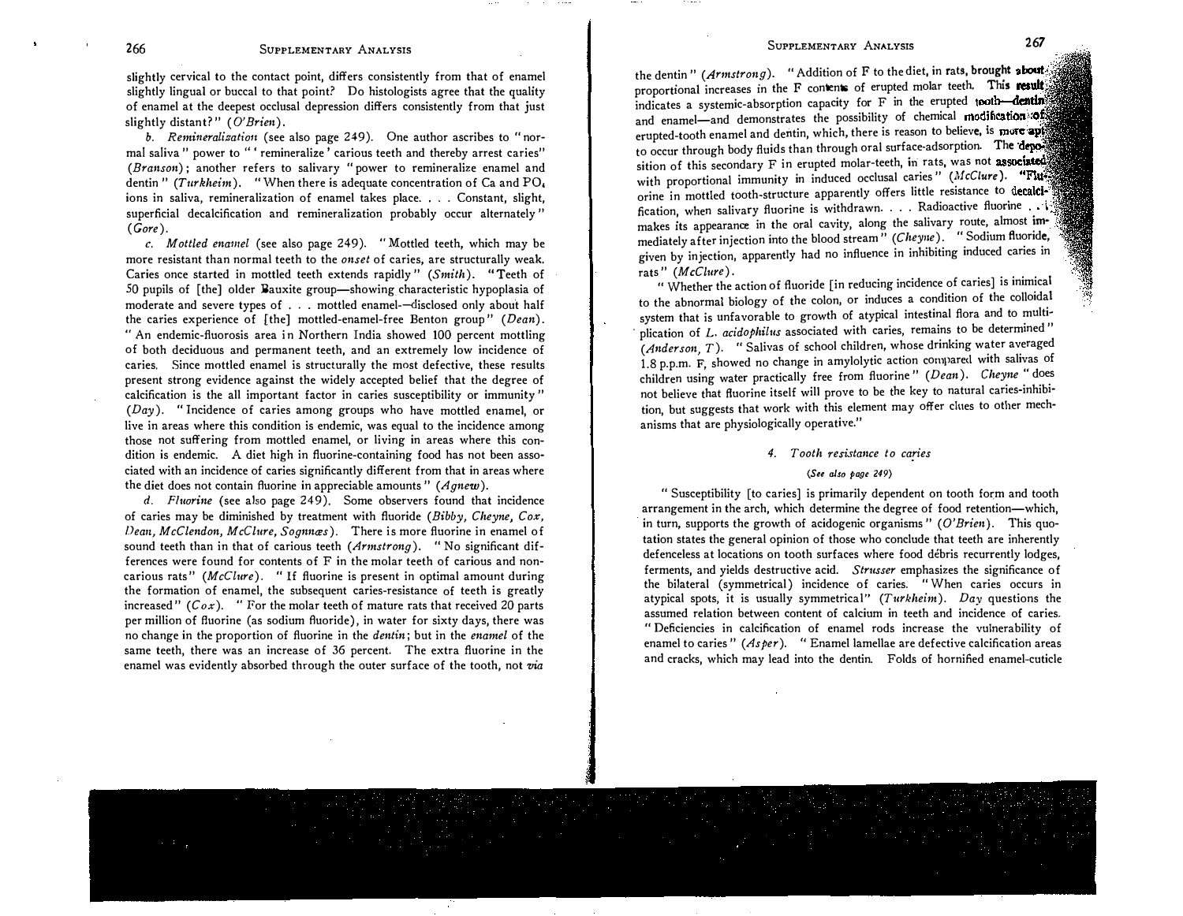slightly cervical to the contact point, differs consistently from that of enamel slightly lingual or buccal to that point? Do histologists agree that the quality of enamel at the deepest occlusal depression differs consistently from that just slightly distant?" (*O'Brien*).

*b. Remineralization* (see also page 249). One author ascribes to "normal saliva" power to "'remineralize' carious teeth and thereby arrest caries" (*Branson*); another refers to salivary "power to remineralize enamel and dentin" (*Turkheim*). "When there is adequate concentration of Ca and $PO_4$ ions in saliva, remineralization of enamel takes place. . . . Constant, slight, superficial decalcification and remineralization probably occur alternately" (*Gore*).

*c. Mottled enamel* (see also page 249). "Mottled teeth, which may be more resistant than normal teeth to the *onset* of caries, are structurally weak. Caries once started in mottled teeth extends rapidly" (*Smith*). "Teeth of 50 pupils of [the] older Bauxite group—showing characteristic hypoplasia of moderate and severe types of . . . mottled enamel—disclosed only about half the caries experience of [the] mottled-enamel-free Benton group" (*Dean*). "An endemic-fluorosis area in Northern India showed 100 percent mottling of both deciduous and permanent teeth, and an extremely low incidence of caries. Since mottled enamel is structurally the most defective, these results present strong evidence against the widely accepted belief that the degree of calcification is the all important factor in caries susceptibility or immunity" (*Day*). "Incidence of caries among groups who have mottled enamel, or live in areas where this condition is endemic, was equal to the incidence among those not suffering from mottled enamel, or living in areas where this condition is endemic. A diet high in fluorine-containing food has not been associated with an incidence of caries significantly different from that in areas where the diet does not contain fluorine in appreciable amounts" (*Agnew*).

*d. Fluorine* (see also page 249). Some observers found that incidence of caries may be diminished by treatment with fluoride (*Bibby, Cheyne, Cox, Dean, McClendon, McClure, Sognnæs*). There is more fluorine in enamel of sound teeth than in that of carious teeth (*Armstrong*). "No significant differences were found for contents of F in the molar teeth of carious and non-carious rats" (*McClure*). "If fluorine is present in optimal amount during the formation of enamel, the subsequent caries-resistance of teeth is greatly increased" (*Cox*). "For the molar teeth of mature rats that received 20 parts per million of fluorine (as sodium fluoride), in water for sixty days, there was no change in the proportion of fluorine in the *dentin*; but in the *enamel* of the same teeth, there was an increase of 36 percent. The extra fluorine in the enamel was evidently absorbed through the outer surface of the tooth, not *via* the dentin" (*Armstrong*). "Addition of F to the diet, in rats, brought about proportional increases in the F contents of erupted molar teeth. This result indicates a systemic-absorption capacity for F in the erupted tooth—dentin and enamel—and demonstrates the possibility of chemical modification of erupted-tooth enamel and dentin, which, there is reason to believe, is more apt to occur through body fluids than through oral surface-adsorption. The deposition of this secondary F in erupted molar-teeth, in rats, was not associated with proportional immunity in induced occlusal caries" (*McClure*). "Fluorine in mottled tooth-structure apparently offers little resistance to decalcification, when salivary fluorine is withdrawn. . . . Radioactive fluorine . . . makes its appearance in the oral cavity, along the salivary route, almost immediately after injection into the blood stream" (*Cheyne*). "Sodium fluoride, given by injection, apparently had no influence in inhibiting induced caries in rats" (*McClure*).

"Whether the action of fluoride [in reducing incidence of caries] is inimical to the abnormal biology of the colon, or induces a condition of the colloidal system that is unfavorable to growth of atypical intestinal flora and to multiplication of *L. acidophilus* associated with caries, remains to be determined" (*Anderson, T*). "Salivas of school children, whose drinking water averaged 1.8 p.p.m. F, showed no change in amylolytic action compared with salivas of children using water practically free from fluorine" (*Dean*). *Cheyne* "does not believe that fluorine itself will prove to be the key to natural caries-inhibition, but suggests that work with this element may offer clues to other mechanisms that are physiologically operative."

#### 4. *Tooth resistance to caries*

*(See also page 249)*

"Susceptibility [to caries] is primarily dependent on tooth form and tooth arrangement in the arch, which determine the degree of food retention—which, in turn, supports the growth of acidogenic organisms" (*O'Brien*). This quotation states the general opinion of those who conclude that teeth are inherently defenceless at locations on tooth surfaces where food débris recurrently lodges, ferments, and yields destructive acid. *Strusser* emphasizes the significance of the bilateral (symmetrical) incidence of caries. "When caries occurs in atypical spots, it is usually symmetrical" (*Turkheim*). *Day* questions the assumed relation between content of calcium in teeth and incidence of caries. "Deficiencies in calcification of enamel rods increase the vulnerability of enamel to caries" (*Asper*). "Enamel lamellae are defective calcification areas and cracks, which may lead into the dentin. Folds of hornified enamel-cuticle